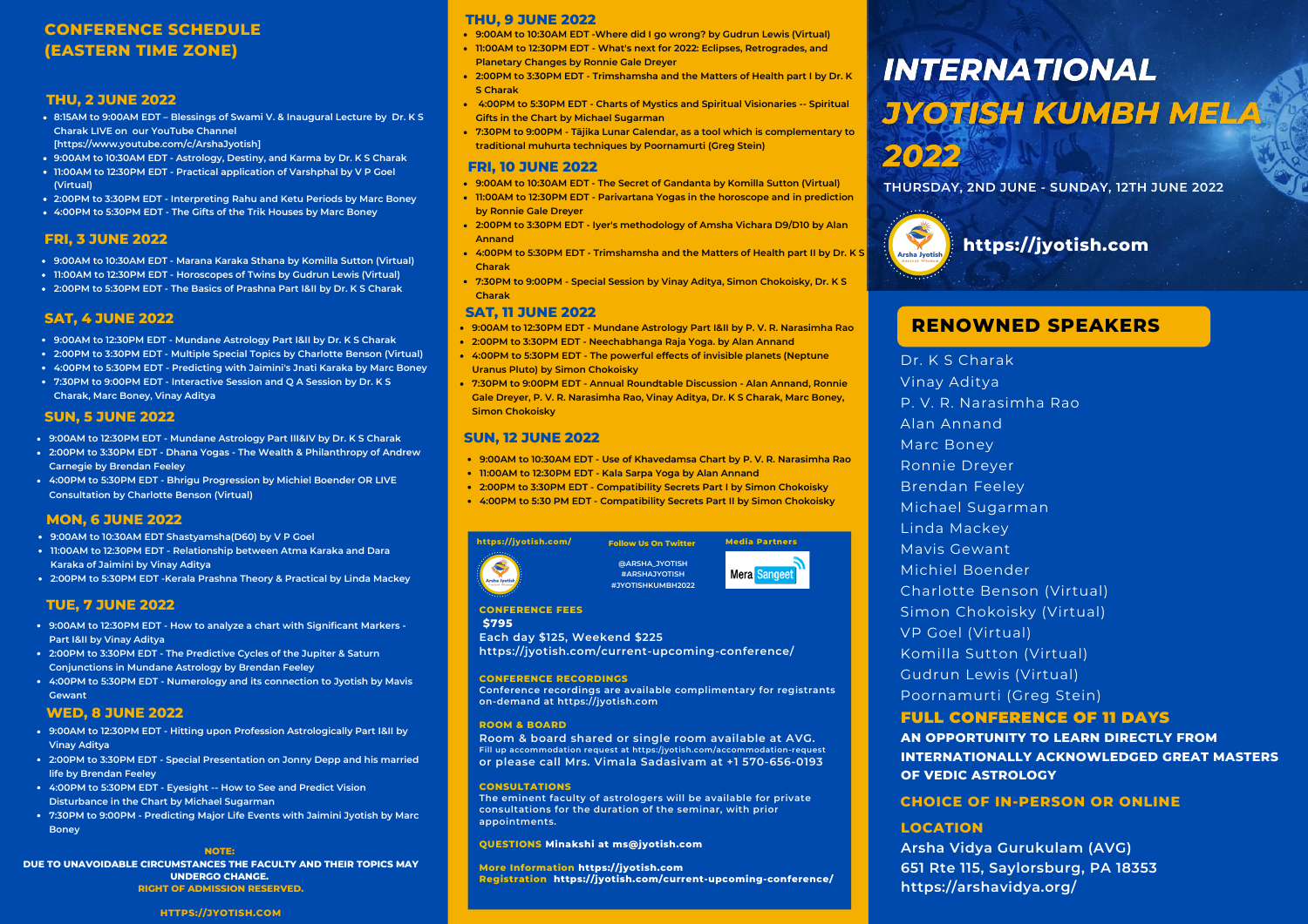# CONFERENCE SCHEDULE (EASTERN TIME ZONE)

## THU, 2 JUNE 2022

- 8:15AM to 9:00AM EDT – Blessings of Swami V. & Inaugural Lecture by Dr. K S Charak LIVE on our YouTube Channel [https://www.youtube.com/c/ArshaJyotish]
- 9:00AM to 10:30AM EDT - Astrology, Destiny, and Karma by Dr. K S Charak
- 11:00AM to 12:30PM EDT - Practical application of Varshphal by V P Goel (Virtual)
- 2:00PM to 3:30PM EDT - Interpreting Rahu and Ketu Periods by Marc Boney
- 4:00PM to 5:30PM EDT - The Gifts of the Trik Houses by Marc Boney

## FRI, 3 JUNE 2022

- 9:00AM to 10:30AM EDT - Marana Karaka Sthana by Komilla Sutton (Virtual)
- 11:00AM to 12:30PM EDT - Horoscopes of Twins by Gudrun Lewis (Virtual)
- 2:00PM to 5:30PM EDT - The Basics of Prashna Part I&II by Dr. K S Charak

## SAT, 4 JUNE 2022

- 9:00AM to 12:30PM EDT - Mundane Astrology Part I&II by Dr. K S Charak
- 2:00PM to 3:30PM EDT - Multiple Special Topics by Charlotte Benson (Virtual)
- 4:00PM to 5:30PM EDT - Predicting with Jaimini's Jnati Karaka by Marc Boney
- 7:30PM to 9:00PM EDT - Interactive Session and Q A Session by Dr. K S Charak, Marc Boney, Vinay Aditya

## SUN, 5 JUNE 2022

- 9:00AM to 12:30PM EDT - Mundane Astrology Part III&IV by Dr. K S Charak
- 2:00PM to 3:30PM EDT - Dhana Yogas - The Wealth & Philanthropy of Andrew Carnegie by Brendan Feeley
- 4:00PM to 5:30PM EDT - Bhrigu Progression by Michiel Boender OR LIVE Consultation by Charlotte Benson (Virtual)

## MON, 6 JUNE 2022

- 9:00AM to 10:30AM EDT Shastyamsha(D60) by V P Goel
- 11:00AM to 12:30PM EDT - Relationship between Atma Karaka and Dara Karaka of Jaimini by Vinay Aditya
- 2:00PM to 5:30PM EDT -Kerala Prashna Theory & Practical by Linda Mackey

## TUE, 7 JUNE 2022

- 9:00AM to 12:30PM EDT - How to analyze a chart with Significant Markers - Part I&II by Vinay Aditya
- 2:00PM to 3:30PM EDT - The Predictive Cycles of the Jupiter & Saturn Conjunctions in Mundane Astrology by Brendan Feeley
- 4:00PM to 5:30PM EDT - Numerology and its connection to Jyotish by Mavis Gewant

## WED, 8 JUNE 2022

- 9:00AM to 12:30PM EDT - Hitting upon Profession Astrologically Part I&II by Vinay Aditya
- 2:00PM to 3:30PM EDT - Special Presentation on Jonny Depp and his married life by Brendan Feeley
- 4:00PM to 5:30PM EDT - Eyesight -- How to See and Predict Vision Disturbance in the Chart by Michael Sugarman
- 7:30PM to 9:00PM - Predicting Major Life Events with Jaimini Jyotish by Marc Boney

**NOTE:**
**DUE TO UNAVOIDABLE CIRCUMSTANCES THE FACULTY AND THEIR TOPICS MAY UNDERGO CHANGE.**
**RIGHT OF ADMISSION RESERVED.**

HTTPS://JYOTISH.COM

## THU, 9 JUNE 2022

- 9:00AM to 10:30AM EDT -Where did I go wrong? by Gudrun Lewis (Virtual)
- 11:00AM to 12:30PM EDT - What's next for 2022: Eclipses, Retrogrades, and Planetary Changes by Ronnie Gale Dreyer
- 2:00PM to 3:30PM EDT - Trimshamsha and the Matters of Health part I by Dr. K S Charak
- 4:00PM to 5:30PM EDT - Charts of Mystics and Spiritual Visionaries -- Spiritual Gifts in the Chart by Michael Sugarman
- 7:30PM to 9:00PM - Tājika Lunar Calendar, as a tool which is complementary to traditional muhurta techniques by Poornamurti (Greg Stein)

## FRI, 10 JUNE 2022

- 9:00AM to 10:30AM EDT - The Secret of Gandanta by Komilla Sutton (Virtual)
- 11:00AM to 12:30PM EDT - Parivartana Yogas in the horoscope and in prediction by Ronnie Gale Dreyer
- 2:00PM to 3:30PM EDT - Iyer's methodology of Amsha Vichara D9/D10 by Alan Annand
- 4:00PM to 5:30PM EDT - Trimshamsha and the Matters of Health part II by Dr. K S Charak
- 7:30PM to 9:00PM - Special Session by Vinay Aditya, Simon Chokoisky, Dr. K S Charak

## SAT, 11 JUNE 2022

- 9:00AM to 12:30PM EDT - Mundane Astrology Part I&II by P. V. R. Narasimha Rao
- 2:00PM to 3:30PM EDT - Neechabhanga Raja Yoga. by Alan Annand
- 4:00PM to 5:30PM EDT - The powerful effects of invisible planets (Neptune Uranus Pluto) by Simon Chokoisky
- 7:30PM to 9:00PM EDT - Annual Roundtable Discussion - Alan Annand, Ronnie Gale Dreyer, P. V. R. Narasimha Rao, Vinay Aditya, Dr. K S Charak, Marc Boney, Simon Chokoisky

## SUN, 12 JUNE 2022

- 9:00AM to 10:30AM EDT - Use of Khavedamsa Chart by P. V. R. Narasimha Rao
- 11:00AM to 12:30PM EDT - Kala Sarpa Yoga by Alan Annand
- 2:00PM to 3:30PM EDT - Compatibility Secrets Part I by Simon Chokoisky
- 4:00PM to 5:30 PM EDT - Compatibility Secrets Part II by Simon Chokoisky

https://jyotish.com/

**Follow Us On Twitter**
@ARSHA_JYOTISH
#ARSHAJYOTISH
#JYOTISHKUMBH2022

**Media Partners**
Mera Sangeet

**CONFERENCE FEES**
$795
Each day $125, Weekend $225
https://jyotish.com/current-upcoming-conference/

**CONFERENCE RECORDINGS**
Conference recordings are available complimentary for registrants on-demand at https://jyotish.com

**ROOM & BOARD**
Room & board shared or single room available at AVG.
Fill up accommodation request at https://jyotish.com/accommodation-request
or please call Mrs. Vimala Sadasivam at +1 570-656-0193

**CONSULTATIONS**
The eminent faculty of astrologers will be available for private consultations for the duration of the seminar, with prior appointments.

**QUESTIONS** Minakshi at ms@jyotish.com

**More Information** https://jyotish.com
**Registration** https://jyotish.com/current-upcoming-conference/

# INTERNATIONAL JYOTISH KUMBH MELA 2022

THURSDAY, 2ND JUNE - SUNDAY, 12TH JUNE 2022

https://jyotish.com

## RENOWNED SPEAKERS

Dr. K S Charak
Vinay Aditya
P. V. R. Narasimha Rao
Alan Annand
Marc Boney
Ronnie Dreyer
Brendan Feeley
Michael Sugarman
Linda Mackey
Mavis Gewant
Michiel Boender
Charlotte Benson (Virtual)
Simon Chokoisky (Virtual)
VP Goel (Virtual)
Komilla Sutton (Virtual)
Gudrun Lewis (Virtual)
Poornamurti (Greg Stein)

## FULL CONFERENCE OF 11 DAYS

**AN OPPORTUNITY TO LEARN DIRECTLY FROM INTERNATIONALLY ACKNOWLEDGED GREAT MASTERS OF VEDIC ASTROLOGY**

## CHOICE OF IN-PERSON OR ONLINE

## LOCATION

**Arsha Vidya Gurukulam (AVG)**
**651 Rte 115, Saylorsburg, PA 18353**
**https://arshavidya.org/**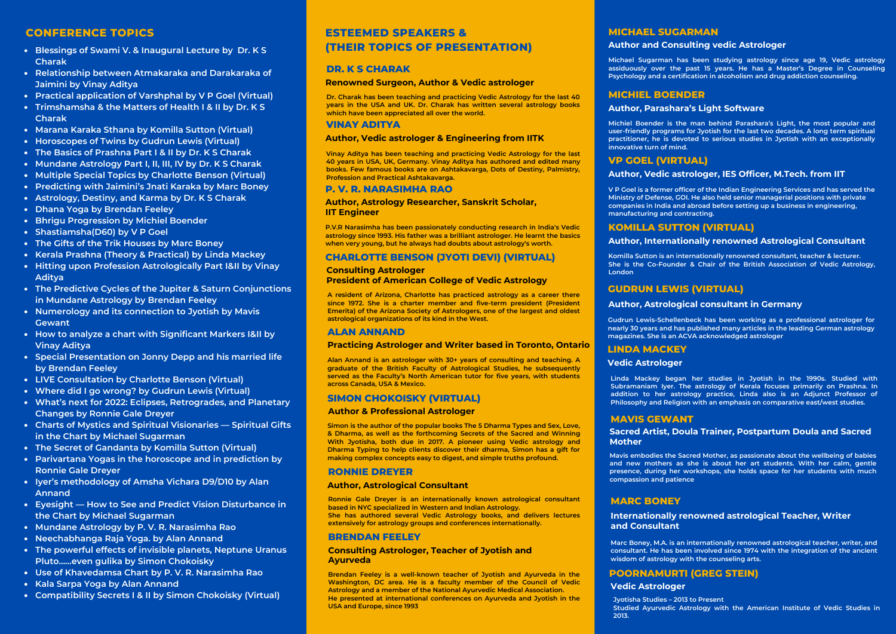## CONFERENCE TOPICS

- Blessings of Swami V. & Inaugural Lecture by Dr. K S Charak
- Relationship between Atmakaraka and Darakaraka of Jaimini by Vinay Aditya
- Practical application of Varshphal by V P Goel (Virtual)
- Trimshamsha & the Matters of Health I & II by Dr. K S Charak
- Marana Karaka Sthana by Komilla Sutton (Virtual)
- Horoscopes of Twins by Gudrun Lewis (Virtual)
- The Basics of Prashna Part I & II by Dr. K S Charak
- Mundane Astrology Part I, II, III, IV by Dr. K S Charak
- Multiple Special Topics by Charlotte Benson (Virtual)
- Predicting with Jaimini's Jnati Karaka by Marc Boney
- Astrology, Destiny, and Karma by Dr. K S Charak
- Dhana Yoga by Brendan Feeley
- Bhrigu Progression by Michiel Boender
- Shastiamsha(D60) by V P Goel
- The Gifts of the Trik Houses by Marc Boney
- Kerala Prashna (Theory & Practical) by Linda Mackey
- Hitting upon Profession Astrologically Part I&II by Vinay Aditya
- The Predictive Cycles of the Jupiter & Saturn Conjunctions in Mundane Astrology by Brendan Feeley
- Numerology and its connection to Jyotish by Mavis Gewant
- How to analyze a chart with Significant Markers I&II by Vinay Aditya
- Special Presentation on Jonny Depp and his married life by Brendan Feeley
- LIVE Consultation by Charlotte Benson (Virtual)
- Where did I go wrong? by Gudrun Lewis (Virtual)
- What's next for 2022: Eclipses, Retrogrades, and Planetary Changes by Ronnie Gale Dreyer
- Charts of Mystics and Spiritual Visionaries — Spiritual Gifts in the Chart by Michael Sugarman
- The Secret of Gandanta by Komilla Sutton (Virtual)
- Parivartana Yogas in the horoscope and in prediction by Ronnie Gale Dreyer
- Iyer's methodology of Amsha Vichara D9/D10 by Alan Annand
- Eyesight — How to See and Predict Vision Disturbance in the Chart by Michael Sugarman
- Mundane Astrology by P. V. R. Narasimha Rao
- Neechabhanga Raja Yoga. by Alan Annand
- The powerful effects of invisible planets, Neptune Uranus Pluto......even gulika by Simon Chokoisky
- Use of Khavedamsa Chart by P. V. R. Narasimha Rao
- Kala Sarpa Yoga by Alan Annand
- Compatibility Secrets I & II by Simon Chokoisky (Virtual)

## ESTEEMED SPEAKERS & (THEIR TOPICS OF PRESENTATION)

### DR. K S CHARAK

**Renowned Surgeon, Author & Vedic astrologer**

Dr. Charak has been teaching and practicing Vedic Astrology for the last 40 years in the USA and UK. Dr. Charak has written several astrology books which have been appreciated all over the world.

### VINAY ADITYA

**Author, Vedic astrologer & Engineering from IITK**

Vinay Aditya has been teaching and practicing Vedic Astrology for the last 40 years in USA, UK, Germany. Vinay Aditya has authored and edited many books. Few famous books are on Ashtakavarga, Dots of Destiny, Palmistry, Profession and Practical Ashtakavarga.

### P. V. R. NARASIMHA RAO

**Author, Astrology Researcher, Sanskrit Scholar, IIT Engineer**

P.V.R Narasimha has been passionately conducting research in India's Vedic astrology since 1993. His father was a brilliant astrologer. He learnt the basics when very young, but he always had doubts about astrology's worth.

### CHARLOTTE BENSON (JYOTI DEVI) (VIRTUAL)

**Consulting Astrologer**
**President of American College of Vedic Astrology**

A resident of Arizona, Charlotte has practiced astrology as a career there since 1972. She is a charter member and five-term president (President Emerita) of the Arizona Society of Astrologers, one of the largest and oldest astrological organizations of its kind in the West.

### ALAN ANNAND

**Practicing Astrologer and Writer based in Toronto, Ontario**

Alan Annand is an astrologer with 30+ years of consulting and teaching. A graduate of the British Faculty of Astrological Studies, he subsequently served as the Faculty's North American tutor for five years, with students across Canada, USA & Mexico.

### SIMON CHOKOISKY (VIRTUAL)

**Author & Professional Astrologer**

Simon is the author of the popular books The 5 Dharma Types and Sex, Love, & Dharma, as well as the forthcoming Secrets of the Sacred and Winning With Jyotisha, both due in 2017. A pioneer using Vedic astrology and Dharma Typing to help clients discover their dharma, Simon has a gift for making complex concepts easy to digest, and simple truths profound.

### RONNIE DREYER

**Author, Astrological Consultant**

Ronnie Gale Dreyer is an internationally known astrological consultant based in NYC specialized in Western and Indian Astrology.
She has authored several Vedic Astrology books, and delivers lectures extensively for astrology groups and conferences internationally.

### BRENDAN FEELEY

**Consulting Astrologer, Teacher of Jyotish and Ayurveda**

Brendan Feeley is a well-known teacher of Jyotish and Ayurveda in the Washington, DC area. He is a faculty member of the Council of Vedic Astrology and a member of the National Ayurvedic Medical Association.
He presented at international conferences on Ayurveda and Jyotish in the USA and Europe, since 1993

### MICHAEL SUGARMAN

**Author and Consulting vedic Astrologer**

Michael Sugarman has been studying astrology since age 19, Vedic astrology assiduously over the past 15 years. He has a Master's Degree in Counseling Psychology and a certification in alcoholism and drug addiction counseling.

### MICHIEL BOENDER

**Author, Parashara's Light Software**

Michiel Boender is the man behind Parashara's Light, the most popular and user-friendly programs for Jyotish for the last two decades. A long term spiritual practitioner, he is devoted to serious studies in Jyotish with an exceptionally innovative turn of mind.

### VP GOEL (VIRTUAL)

**Author, Vedic astrologer, IES Officer, M.Tech. from IIT**

V P Goel is a former officer of the Indian Engineering Services and has served the Ministry of Defense, GOI. He also held senior managerial positions with private companies in India and abroad before setting up a business in engineering, manufacturing and contracting.

### KOMILLA SUTTON (VIRTUAL)

**Author, Internationally renowned Astrological Consultant**

Komilla Sutton is an internationally renowned consultant, teacher & lecturer.
She is the Co-Founder & Chair of the British Association of Vedic Astrology, London

### GUDRUN LEWIS (VIRTUAL)

**Author, Astrological consultant in Germany**

Gudrun Lewis-Schellenbeck has been working as a professional astrologer for nearly 30 years and has published many articles in the leading German astrology magazines. She is an ACVA acknowledged astrologer

### LINDA MACKEY

**Vedic Astrologer**

Linda Mackey began her studies in Jyotish in the 1990s. Studied with Subramaniam Iyer. The astrology of Kerala focuses primarily on Prashna. In addition to her astrology practice, Linda also is an Adjunct Professor of Philosophy and Religion with an emphasis on comparative east/west studies.

### MAVIS GEWANT

**Sacred Artist, Doula Trainer, Postpartum Doula and Sacred Mother**

Mavis embodies the Sacred Mother, as passionate about the wellbeing of babies and new mothers as she is about her art students. With her calm, gentle presence, during her workshops, she holds space for her students with much compassion and patience

### MARC BONEY

**Internationally renowned astrological Teacher, Writer and Consultant**

Marc Boney, M.A. is an internationally renowned astrological teacher, writer, and consultant. He has been involved since 1974 with the integration of the ancient wisdom of astrology with the counseling arts.

### POORNAMURTI (GREG STEIN)

**Vedic Astrologer**

Jyotisha Studies – 2013 to Present
Studied Ayurvedic Astrology with the American Institute of Vedic Studies in 2013.